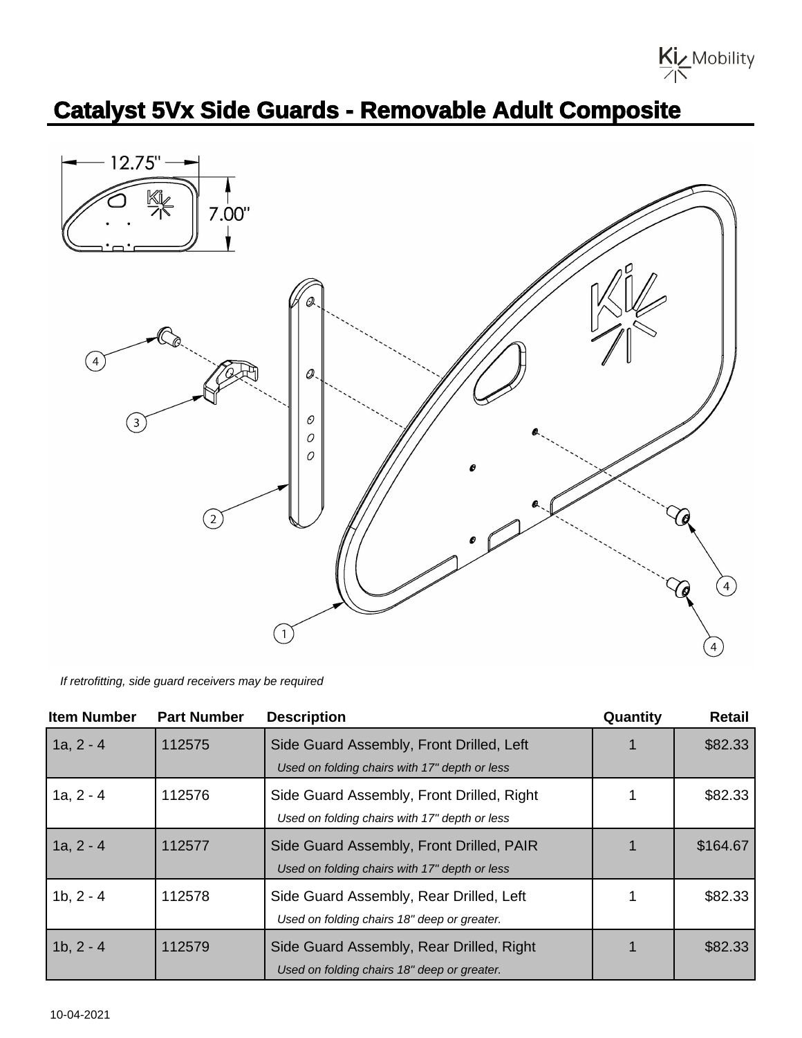# Catalyst 5Vx Side Guards - Removable Adult Composite

12.75"

7.00"

1

2

3

4

4

4

*If retrofitting, side guard receivers may be required*

| Item Number | Part Number | Description | Quantity | Retail |
|---|---|---|---|---|
| 1a, 2 - 4 | 112575 | Side Guard Assembly, Front Drilled, Left<br>*Used on folding chairs with 17" depth or less* | 1 | $82.33 |
| 1a, 2 - 4 | 112576 | Side Guard Assembly, Front Drilled, Right<br>*Used on folding chairs with 17" depth or less* | 1 | $82.33 |
| 1a, 2 - 4 | 112577 | Side Guard Assembly, Front Drilled, PAIR<br>*Used on folding chairs with 17" depth or less* | 1 | $164.67 |
| 1b, 2 - 4 | 112578 | Side Guard Assembly, Rear Drilled, Left<br>*Used on folding chairs 18" deep or greater.* | 1 | $82.33 |
| 1b, 2 - 4 | 112579 | Side Guard Assembly, Rear Drilled, Right<br>*Used on folding chairs 18" deep or greater.* | 1 | $82.33 |

10-04-2021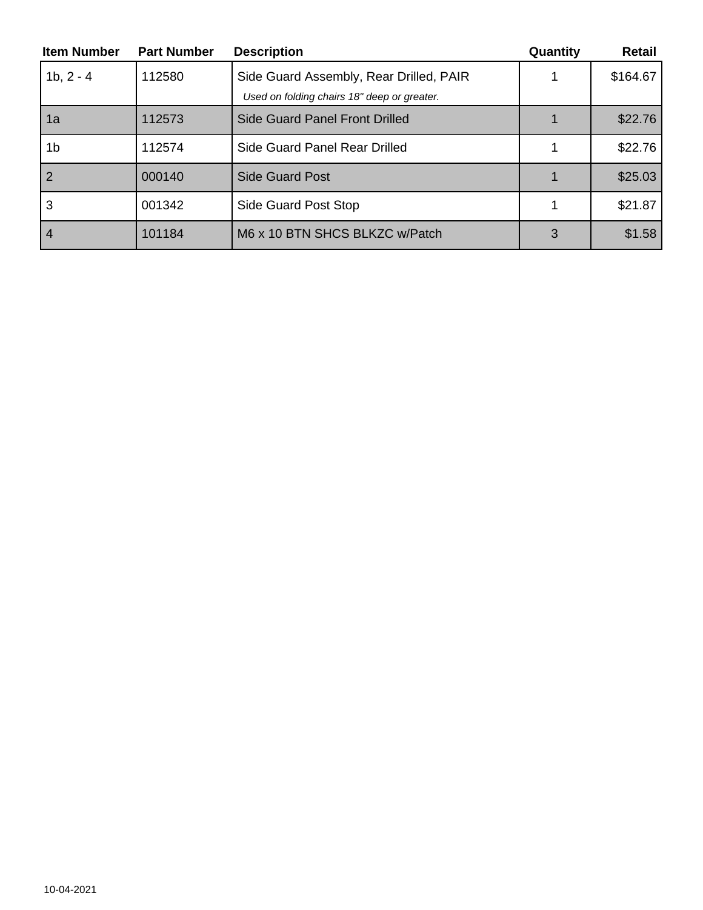| Item Number | Part Number | Description | Quantity | Retail |
|---|---|---|---|---|
| 1b, 2 - 4 | 112580 | Side Guard Assembly, Rear Drilled, PAIR<br>*Used on folding chairs 18" deep or greater.* | 1 | $164.67 |
| 1a | 112573 | Side Guard Panel Front Drilled | 1 | $22.76 |
| 1b | 112574 | Side Guard Panel Rear Drilled | 1 | $22.76 |
| 2 | 000140 | Side Guard Post | 1 | $25.03 |
| 3 | 001342 | Side Guard Post Stop | 1 | $21.87 |
| 4 | 101184 | M6 x 10 BTN SHCS BLKZC w/Patch | 3 | $1.58 |

10-04-2021